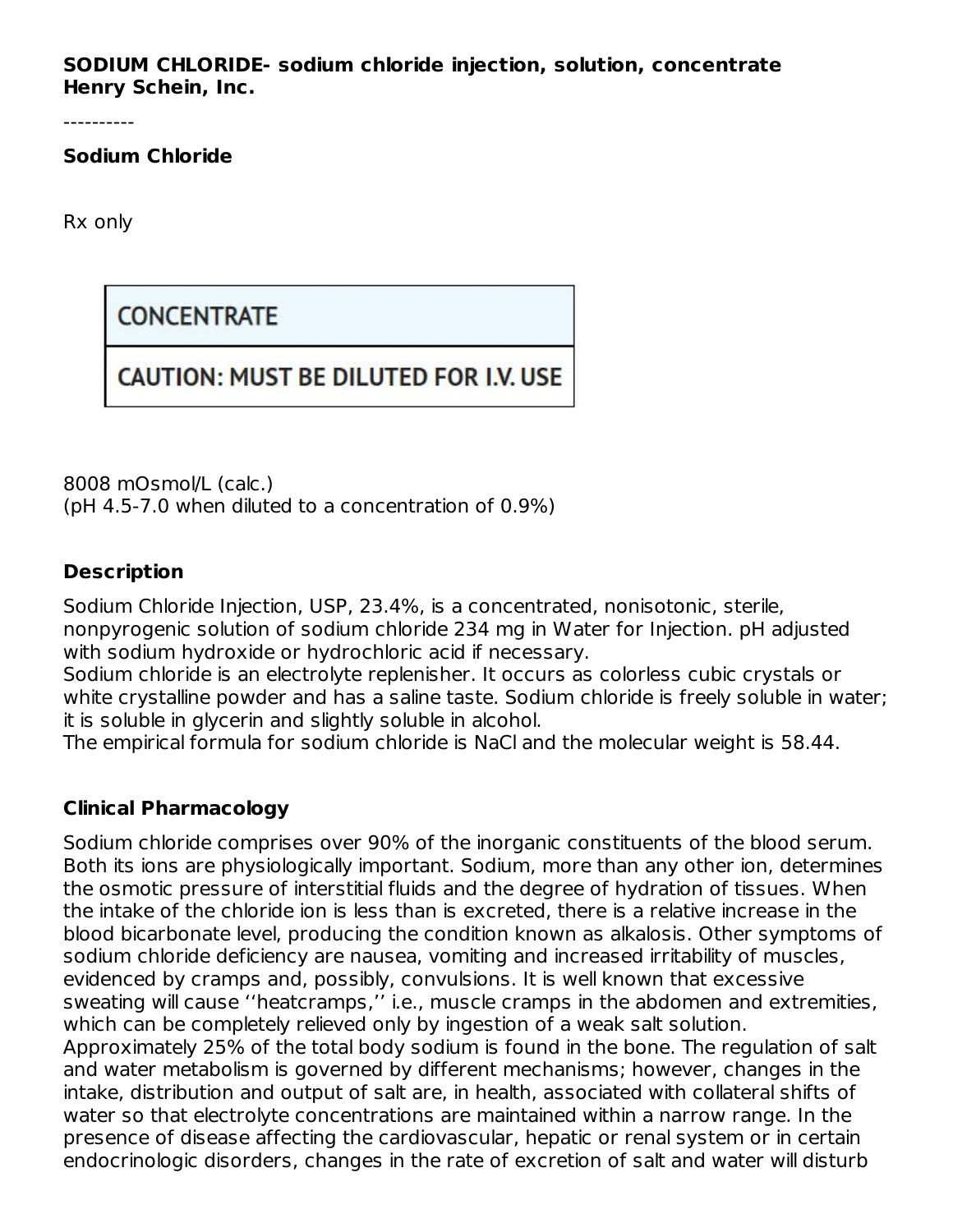**SODIUM CHLORIDE- sodium chloride injection, solution, concentrate**
**Henry Schein, Inc.**

----------

**Sodium Chloride**

Rx only

| CONCENTRATE |
| --- |
| CAUTION: MUST BE DILUTED FOR I.V. USE |

8008 mOsmol/L (calc.)
(pH 4.5-7.0 when diluted to a concentration of 0.9%)

## Description

Sodium Chloride Injection, USP, 23.4%, is a concentrated, nonisotonic, sterile, nonpyrogenic solution of sodium chloride 234 mg in Water for Injection. pH adjusted with sodium hydroxide or hydrochloric acid if necessary.
Sodium chloride is an electrolyte replenisher. It occurs as colorless cubic crystals or white crystalline powder and has a saline taste. Sodium chloride is freely soluble in water; it is soluble in glycerin and slightly soluble in alcohol.
The empirical formula for sodium chloride is NaCl and the molecular weight is 58.44.

## Clinical Pharmacology

Sodium chloride comprises over 90% of the inorganic constituents of the blood serum. Both its ions are physiologically important. Sodium, more than any other ion, determines the osmotic pressure of interstitial fluids and the degree of hydration of tissues. When the intake of the chloride ion is less than is excreted, there is a relative increase in the blood bicarbonate level, producing the condition known as alkalosis. Other symptoms of sodium chloride deficiency are nausea, vomiting and increased irritability of muscles, evidenced by cramps and, possibly, convulsions. It is well known that excessive sweating will cause ''heatcramps,'' i.e., muscle cramps in the abdomen and extremities, which can be completely relieved only by ingestion of a weak salt solution.
Approximately 25% of the total body sodium is found in the bone. The regulation of salt and water metabolism is governed by different mechanisms; however, changes in the intake, distribution and output of salt are, in health, associated with collateral shifts of water so that electrolyte concentrations are maintained within a narrow range. In the presence of disease affecting the cardiovascular, hepatic or renal system or in certain endocrinologic disorders, changes in the rate of excretion of salt and water will disturb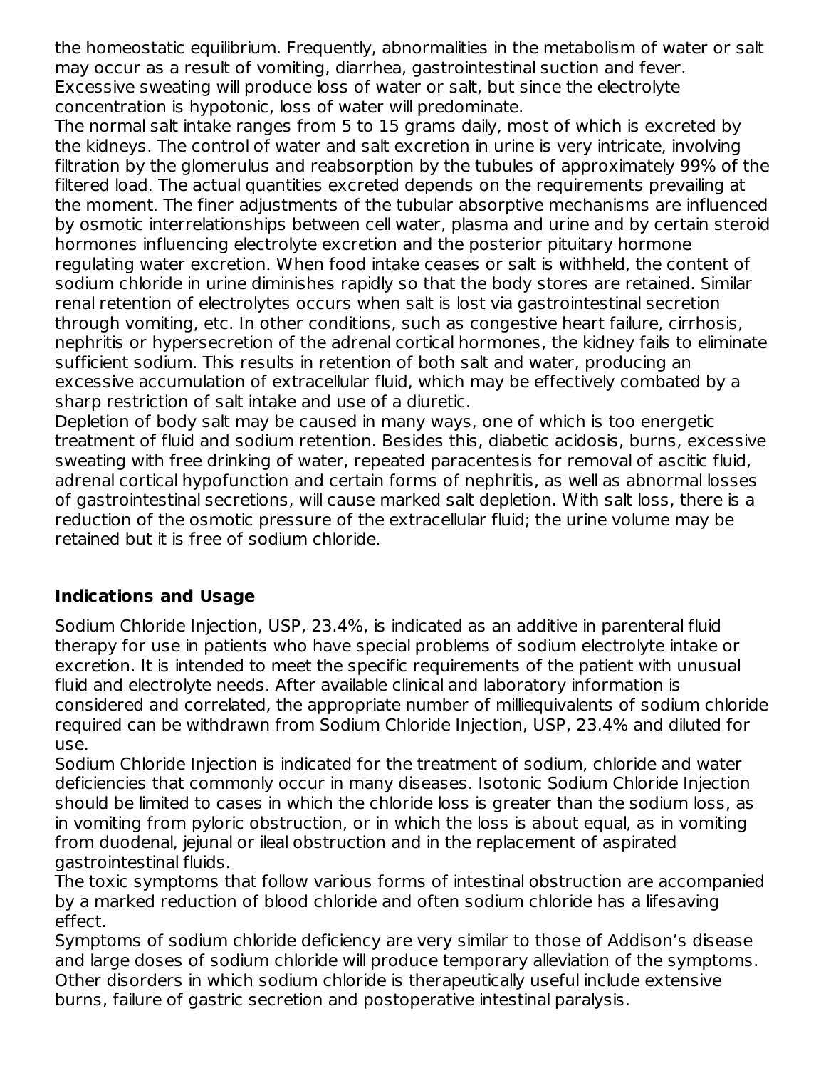the homeostatic equilibrium. Frequently, abnormalities in the metabolism of water or salt may occur as a result of vomiting, diarrhea, gastrointestinal suction and fever. Excessive sweating will produce loss of water or salt, but since the electrolyte concentration is hypotonic, loss of water will predominate.

The normal salt intake ranges from 5 to 15 grams daily, most of which is excreted by the kidneys. The control of water and salt excretion in urine is very intricate, involving filtration by the glomerulus and reabsorption by the tubules of approximately 99% of the filtered load. The actual quantities excreted depends on the requirements prevailing at the moment. The finer adjustments of the tubular absorptive mechanisms are influenced by osmotic interrelationships between cell water, plasma and urine and by certain steroid hormones influencing electrolyte excretion and the posterior pituitary hormone regulating water excretion. When food intake ceases or salt is withheld, the content of sodium chloride in urine diminishes rapidly so that the body stores are retained. Similar renal retention of electrolytes occurs when salt is lost via gastrointestinal secretion through vomiting, etc. In other conditions, such as congestive heart failure, cirrhosis, nephritis or hypersecretion of the adrenal cortical hormones, the kidney fails to eliminate sufficient sodium. This results in retention of both salt and water, producing an excessive accumulation of extracellular fluid, which may be effectively combated by a sharp restriction of salt intake and use of a diuretic.

Depletion of body salt may be caused in many ways, one of which is too energetic treatment of fluid and sodium retention. Besides this, diabetic acidosis, burns, excessive sweating with free drinking of water, repeated paracentesis for removal of ascitic fluid, adrenal cortical hypofunction and certain forms of nephritis, as well as abnormal losses of gastrointestinal secretions, will cause marked salt depletion. With salt loss, there is a reduction of the osmotic pressure of the extracellular fluid; the urine volume may be retained but it is free of sodium chloride.

## Indications and Usage

Sodium Chloride Injection, USP, 23.4%, is indicated as an additive in parenteral fluid therapy for use in patients who have special problems of sodium electrolyte intake or excretion. It is intended to meet the specific requirements of the patient with unusual fluid and electrolyte needs. After available clinical and laboratory information is considered and correlated, the appropriate number of milliequivalents of sodium chloride required can be withdrawn from Sodium Chloride Injection, USP, 23.4% and diluted for use.

Sodium Chloride Injection is indicated for the treatment of sodium, chloride and water deficiencies that commonly occur in many diseases. Isotonic Sodium Chloride Injection should be limited to cases in which the chloride loss is greater than the sodium loss, as in vomiting from pyloric obstruction, or in which the loss is about equal, as in vomiting from duodenal, jejunal or ileal obstruction and in the replacement of aspirated gastrointestinal fluids.

The toxic symptoms that follow various forms of intestinal obstruction are accompanied by a marked reduction of blood chloride and often sodium chloride has a lifesaving effect.

Symptoms of sodium chloride deficiency are very similar to those of Addison's disease and large doses of sodium chloride will produce temporary alleviation of the symptoms. Other disorders in which sodium chloride is therapeutically useful include extensive burns, failure of gastric secretion and postoperative intestinal paralysis.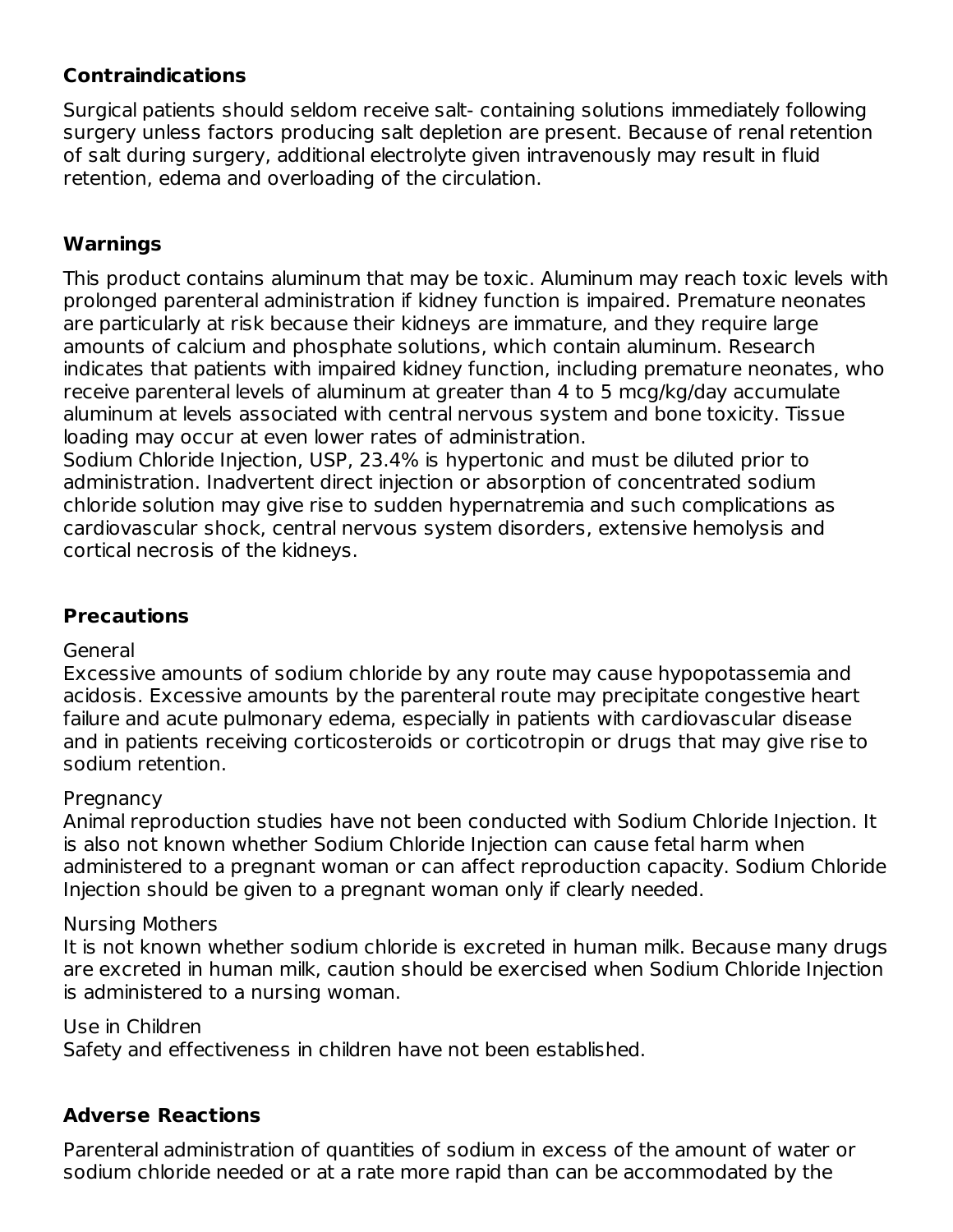## Contraindications

Surgical patients should seldom receive salt- containing solutions immediately following surgery unless factors producing salt depletion are present. Because of renal retention of salt during surgery, additional electrolyte given intravenously may result in fluid retention, edema and overloading of the circulation.

## Warnings

This product contains aluminum that may be toxic. Aluminum may reach toxic levels with prolonged parenteral administration if kidney function is impaired. Premature neonates are particularly at risk because their kidneys are immature, and they require large amounts of calcium and phosphate solutions, which contain aluminum. Research indicates that patients with impaired kidney function, including premature neonates, who receive parenteral levels of aluminum at greater than 4 to 5 mcg/kg/day accumulate aluminum at levels associated with central nervous system and bone toxicity. Tissue loading may occur at even lower rates of administration.
Sodium Chloride Injection, USP, 23.4% is hypertonic and must be diluted prior to administration. Inadvertent direct injection or absorption of concentrated sodium chloride solution may give rise to sudden hypernatremia and such complications as cardiovascular shock, central nervous system disorders, extensive hemolysis and cortical necrosis of the kidneys.

## Precautions

General
Excessive amounts of sodium chloride by any route may cause hypopotassemia and acidosis. Excessive amounts by the parenteral route may precipitate congestive heart failure and acute pulmonary edema, especially in patients with cardiovascular disease and in patients receiving corticosteroids or corticotropin or drugs that may give rise to sodium retention.

Pregnancy
Animal reproduction studies have not been conducted with Sodium Chloride Injection. It is also not known whether Sodium Chloride Injection can cause fetal harm when administered to a pregnant woman or can affect reproduction capacity. Sodium Chloride Injection should be given to a pregnant woman only if clearly needed.

Nursing Mothers
It is not known whether sodium chloride is excreted in human milk. Because many drugs are excreted in human milk, caution should be exercised when Sodium Chloride Injection is administered to a nursing woman.

Use in Children
Safety and effectiveness in children have not been established.

## Adverse Reactions

Parenteral administration of quantities of sodium in excess of the amount of water or sodium chloride needed or at a rate more rapid than can be accommodated by the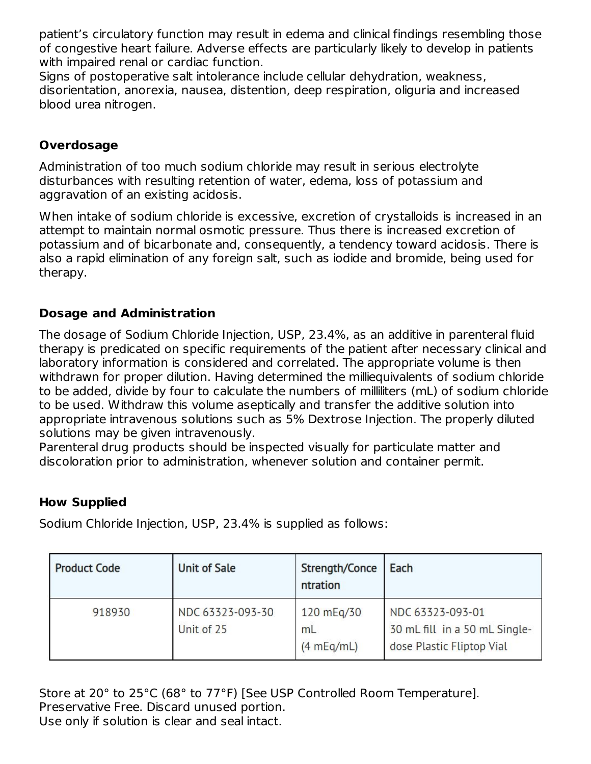patient's circulatory function may result in edema and clinical findings resembling those of congestive heart failure. Adverse effects are particularly likely to develop in patients with impaired renal or cardiac function.
Signs of postoperative salt intolerance include cellular dehydration, weakness, disorientation, anorexia, nausea, distention, deep respiration, oliguria and increased blood urea nitrogen.

## Overdosage

Administration of too much sodium chloride may result in serious electrolyte disturbances with resulting retention of water, edema, loss of potassium and aggravation of an existing acidosis.

When intake of sodium chloride is excessive, excretion of crystalloids is increased in an attempt to maintain normal osmotic pressure. Thus there is increased excretion of potassium and of bicarbonate and, consequently, a tendency toward acidosis. There is also a rapid elimination of any foreign salt, such as iodide and bromide, being used for therapy.

## Dosage and Administration

The dosage of Sodium Chloride Injection, USP, 23.4%, as an additive in parenteral fluid therapy is predicated on specific requirements of the patient after necessary clinical and laboratory information is considered and correlated. The appropriate volume is then withdrawn for proper dilution. Having determined the milliequivalents of sodium chloride to be added, divide by four to calculate the numbers of milliliters (mL) of sodium chloride to be used. Withdraw this volume aseptically and transfer the additive solution into appropriate intravenous solutions such as 5% Dextrose Injection. The properly diluted solutions may be given intravenously.
Parenteral drug products should be inspected visually for particulate matter and discoloration prior to administration, whenever solution and container permit.

## How Supplied

Sodium Chloride Injection, USP, 23.4% is supplied as follows:

| Product Code | Unit of Sale | Strength/Concentration | Each |
|---|---|---|---|
| 918930 | NDC 63323-093-30 Unit of 25 | 120 mEq/30 mL (4 mEq/mL) | NDC 63323-093-01 30 mL fill in a 50 mL Single-dose Plastic Fliptop Vial |

Store at 20° to 25°C (68° to 77°F) [See USP Controlled Room Temperature].
Preservative Free. Discard unused portion.
Use only if solution is clear and seal intact.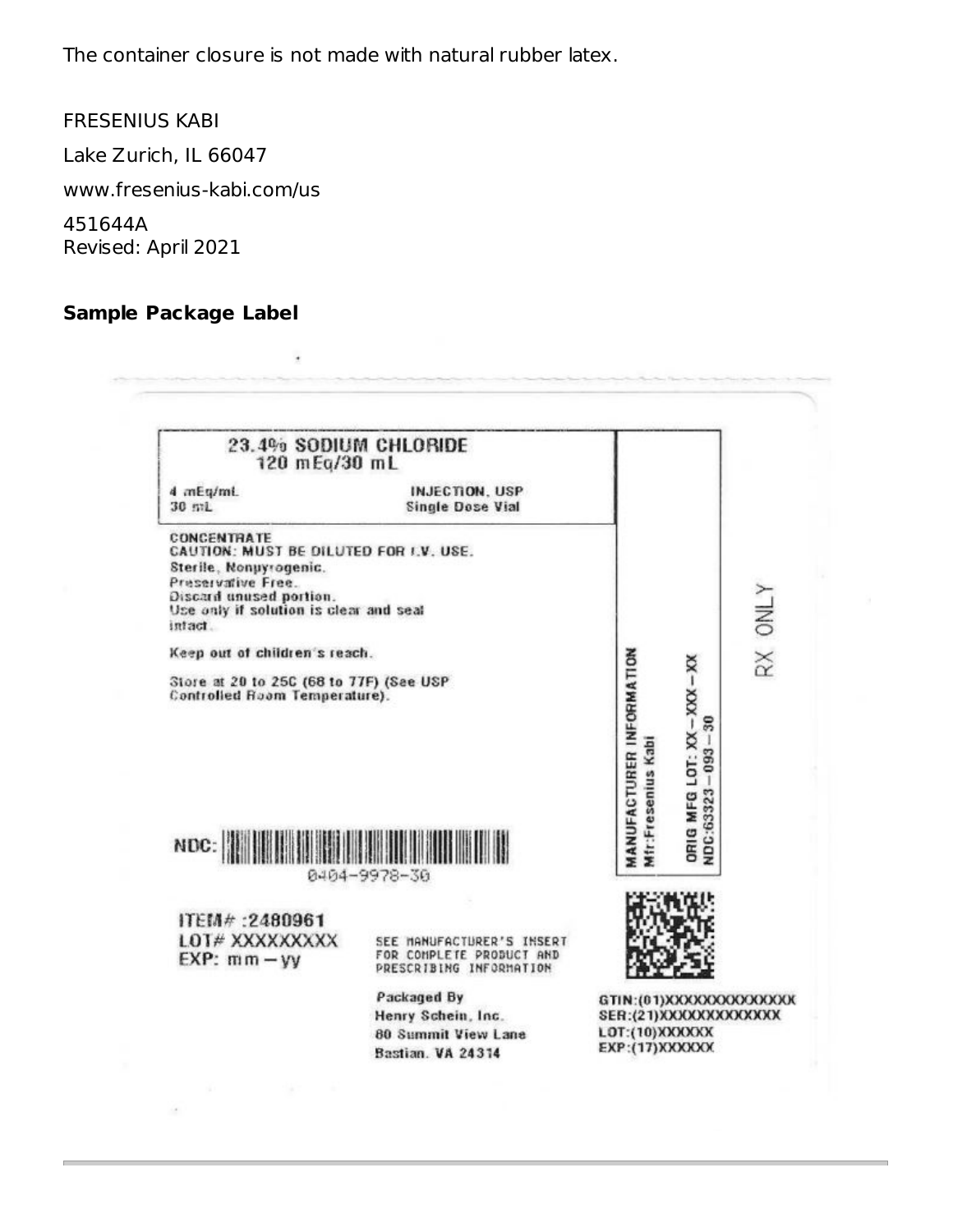The container closure is not made with natural rubber latex.

FRESENIUS KABI

Lake Zurich, IL 66047

www.fresenius-kabi.com/us

451644A
Revised: April 2021

**Sample Package Label**

23.4% SODIUM CHLORIDE
120 mEq/30 mL

4 mEq/mL
30 mL

INJECTION, USP
Single Dose Vial

CONCENTRATE
CAUTION: MUST BE DILUTED FOR I.V. USE.
Sterile, Nonpyrogenic.
Preservative Free.
Discard unused portion.
Use only if solution is clear and seal intact.

Keep out of children's reach.

Store at 20 to 25C (68 to 77F) (See USP Controlled Room Temperature).

NDC: 0404-9978-30

ITEM# :2480961
LOT# XXXXXXXXX
EXP: mm – yy

SEE MANUFACTURER'S INSERT FOR COMPLETE PRODUCT AND PRESCRIBING INFORMATION

Packaged By
Henry Schein, Inc.
80 Summit View Lane
Bastian, VA 24314

MANUFACTURER INFORMATION
Mfr:Fresenius Kabi
ORIG MFG LOT: XX – XXX – XX
NDC:63323 – 093 – 30

RX ONLY

GTIN:(01)XXXXXXXXXXXXXX
SER:(21)XXXXXXXXXXXXX
LOT:(10)XXXXXX
EXP:(17)XXXXXX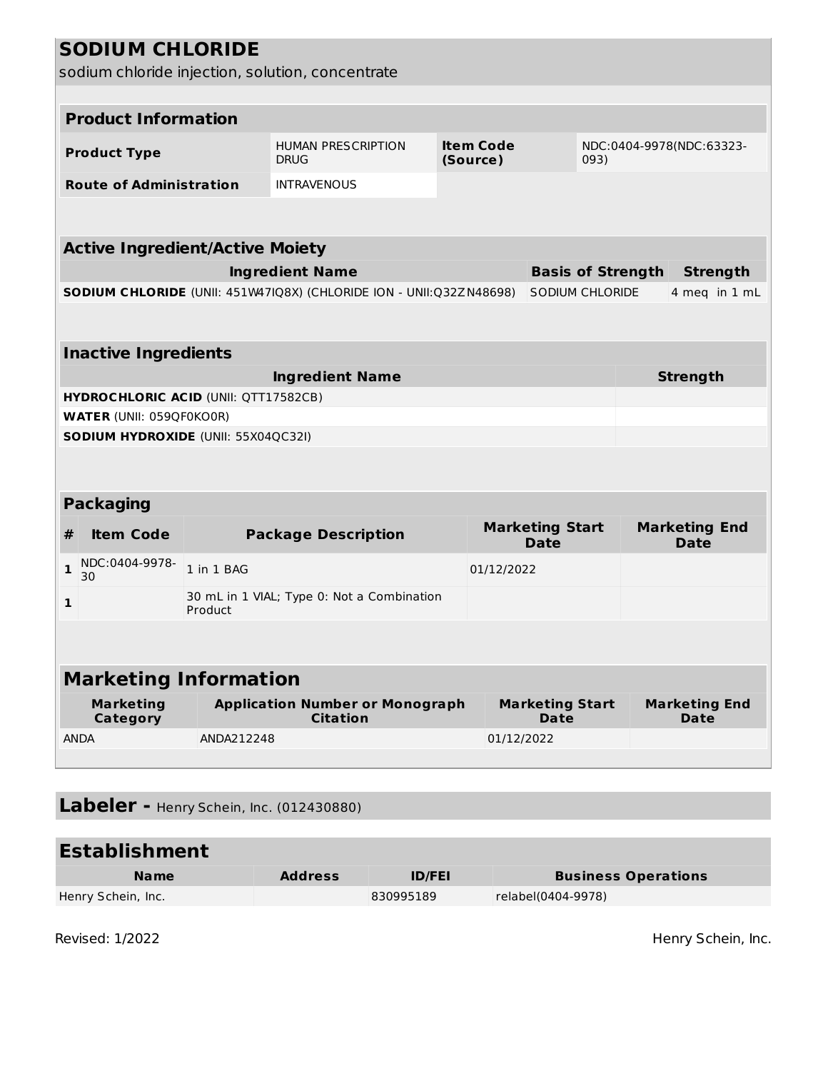# SODIUM CHLORIDE

sodium chloride injection, solution, concentrate

## Product Information

| | | | |
|---|---|---|---|
| **Product Type** | HUMAN PRESCRIPTION DRUG | **Item Code (Source)** | NDC:0404-9978(NDC:63323-093) |
| **Route of Administration** | INTRAVENOUS | | |

## Active Ingredient/Active Moiety

| Ingredient Name | Basis of Strength | Strength |
|---|---|---|
| **SODIUM CHLORIDE** (UNII: 451W47IQ8X) (CHLORIDE ION - UNII:Q32ZN48698) | SODIUM CHLORIDE | 4 meq in 1 mL |

## Inactive Ingredients

| Ingredient Name | Strength |
|---|---|
| **HYDROCHLORIC ACID** (UNII: QTT17582CB) | |
| **WATER** (UNII: 059QF0KO0R) | |
| **SODIUM HYDROXIDE** (UNII: 55X04QC32I) | |

## Packaging

| # | Item Code | Package Description | Marketing Start Date | Marketing End Date |
|---|---|---|---|---|
| 1 | NDC:0404-9978-30 | 1 in 1 BAG | 01/12/2022 | |
| 1 | | 30 mL in 1 VIAL; Type 0: Not a Combination Product | | |

## Marketing Information

| Marketing Category | Application Number or Monograph Citation | Marketing Start Date | Marketing End Date |
|---|---|---|---|
| ANDA | ANDA212248 | 01/12/2022 | |

## Labeler - Henry Schein, Inc. (012430880)

## Establishment

| Name | Address | ID/FEI | Business Operations |
|---|---|---|---|
| Henry Schein, Inc. | | 830995189 | relabel(0404-9978) |

Revised: 1/2022

Henry Schein, Inc.